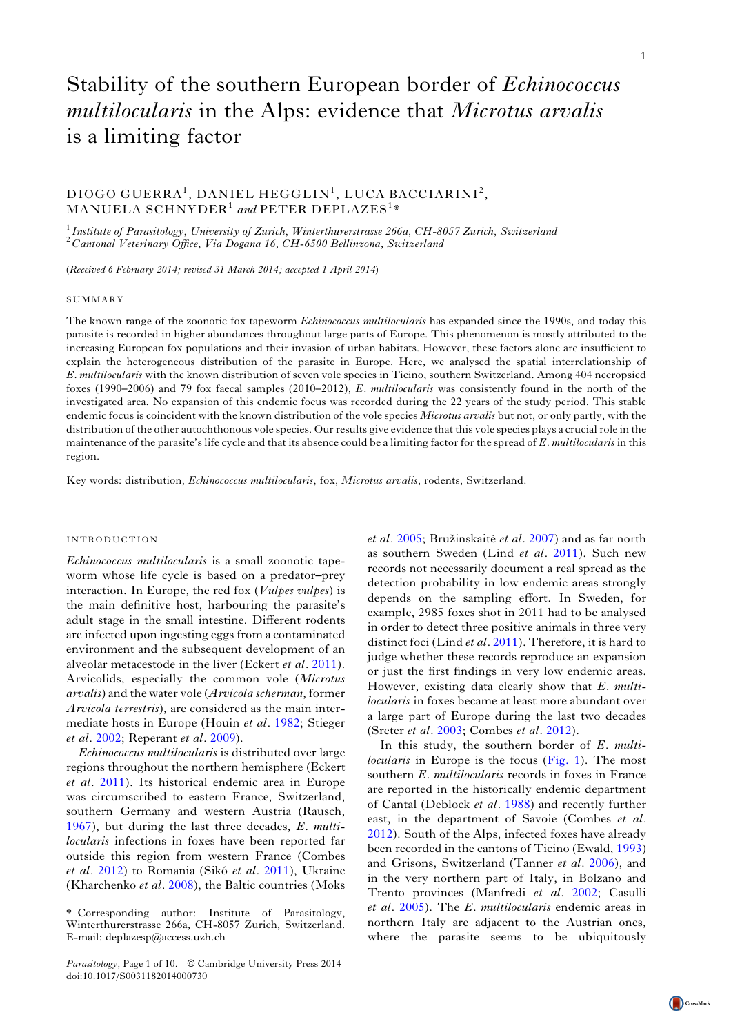# Stability of the southern European border of *Echinococcus multilocularis* in the Alps: evidence that *Microtus arvalis* is a limiting factor

DIOGO GUERRA[1], DANIEL HEGGLIN[1], LUCA BACCIARINI[2], MANUELA SCHNYDER[1] *and* PETER DEPLAZES[1]*

[1] *Institute of Parasitology, University of Zurich, Winterthurerstrasse 266a, CH-8057 Zurich, Switzerland*
[2] *Cantonal Veterinary Office, Via Dogana 16, CH-6500 Bellinzona, Switzerland*

(*Received 6 February 2014; revised 31 March 2014; accepted 1 April 2014*)

## SUMMARY

The known range of the zoonotic fox tapeworm *Echinococcus multilocularis* has expanded since the 1990s, and today this parasite is recorded in higher abundances throughout large parts of Europe. This phenomenon is mostly attributed to the increasing European fox populations and their invasion of urban habitats. However, these factors alone are insufficient to explain the heterogeneous distribution of the parasite in Europe. Here, we analysed the spatial interrelationship of *E. multilocularis* with the known distribution of seven vole species in Ticino, southern Switzerland. Among 404 necropsied foxes (1990–2006) and 79 fox faecal samples (2010–2012), *E. multilocularis* was consistently found in the north of the investigated area. No expansion of this endemic focus was recorded during the 22 years of the study period. This stable endemic focus is coincident with the known distribution of the vole species *Microtus arvalis* but not, or only partly, with the distribution of the other autochthonous vole species. Our results give evidence that this vole species plays a crucial role in the maintenance of the parasite's life cycle and that its absence could be a limiting factor for the spread of *E. multilocularis* in this region.

Key words: distribution, *Echinococcus multilocularis*, fox, *Microtus arvalis*, rodents, Switzerland.

## INTRODUCTION

*Echinococcus multilocularis* is a small zoonotic tapeworm whose life cycle is based on a predator–prey interaction. In Europe, the red fox (*Vulpes vulpes*) is the main definitive host, harbouring the parasite's adult stage in the small intestine. Different rodents are infected upon ingesting eggs from a contaminated environment and the subsequent development of an alveolar metacestode in the liver (Eckert *et al*. 2011). Arvicolids, especially the common vole (*Microtus arvalis*) and the water vole (*Arvicola scherman*, former *Arvicola terrestris*), are considered as the main intermediate hosts in Europe (Houin *et al*. 1982; Stieger *et al*. 2002; Reperant *et al*. 2009).

*Echinococcus multilocularis* is distributed over large regions throughout the northern hemisphere (Eckert *et al*. 2011). Its historical endemic area in Europe was circumscribed to eastern France, Switzerland, southern Germany and western Austria (Rausch, 1967), but during the last three decades, *E. multilocularis* infections in foxes have been reported far outside this region from western France (Combes *et al*. 2012) to Romania (Sikó *et al*. 2011), Ukraine (Kharchenko *et al*. 2008), the Baltic countries (Moks *et al*. 2005; Bružinskaitė *et al*. 2007) and as far north as southern Sweden (Lind *et al*. 2011). Such new records not necessarily document a real spread as the detection probability in low endemic areas strongly depends on the sampling effort. In Sweden, for example, 2985 foxes shot in 2011 had to be analysed in order to detect three positive animals in three very distinct foci (Lind *et al*. 2011). Therefore, it is hard to judge whether these records reproduce an expansion or just the first findings in very low endemic areas. However, existing data clearly show that *E. multilocularis* in foxes became at least more abundant over a large part of Europe during the last two decades (Sreter *et al*. 2003; Combes *et al*. 2012).

In this study, the southern border of *E. multilocularis* in Europe is the focus (Fig. 1). The most southern *E. multilocularis* records in foxes in France are reported in the historically endemic department of Cantal (Deblock *et al*. 1988) and recently further east, in the department of Savoie (Combes *et al*. 2012). South of the Alps, infected foxes have already been recorded in the cantons of Ticino (Ewald, 1993) and Grisons, Switzerland (Tanner *et al*. 2006), and in the very northern part of Italy, in Bolzano and Trento provinces (Manfredi *et al*. 2002; Casulli *et al*. 2005). The *E. multilocularis* endemic areas in northern Italy are adjacent to the Austrian ones, where the parasite seems to be ubiquitously

\* Corresponding author: Institute of Parasitology, Winterthurerstrasse 266a, CH-8057 Zurich, Switzerland. E-mail: deplazesp@access.uzh.ch

doi:10.1017/S0031182014000730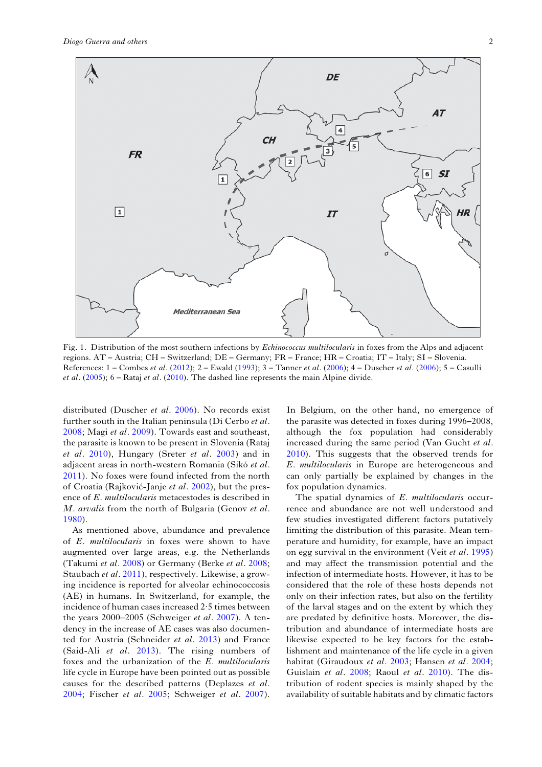DE

AT

CH

FR

SI

IT

HR

Mediterranean Sea

N

1

1

2

3

4

5

6

Fig. 1. Distribution of the most southern infections by *Echinococcus multilocularis* in foxes from the Alps and adjacent regions. AT – Austria; CH – Switzerland; DE – Germany; FR – France; HR – Croatia; IT – Italy; SI – Slovenia. References: 1 – Combes *et al*. (2012); 2 – Ewald (1993); 3 – Tanner *et al*. (2006); 4 – Duscher *et al*. (2006); 5 – Casulli *et al*. (2005); 6 – Rataj *et al*. (2010). The dashed line represents the main Alpine divide.

distributed (Duscher *et al*. 2006). No records exist further south in the Italian peninsula (Di Cerbo *et al*. 2008; Magi *et al*. 2009). Towards east and southeast, the parasite is known to be present in Slovenia (Rataj *et al*. 2010), Hungary (Sreter *et al*. 2003) and in adjacent areas in north-western Romania (Sikó *et al*. 2011). No foxes were found infected from the north of Croatia (Rajković-Janje *et al*. 2002), but the presence of *E. multilocularis* metacestodes is described in *M. arvalis* from the north of Bulgaria (Genov *et al*. 1980).

As mentioned above, abundance and prevalence of *E. multilocularis* in foxes were shown to have augmented over large areas, e.g. the Netherlands (Takumi *et al*. 2008) or Germany (Berke *et al*. 2008; Staubach *et al*. 2011), respectively. Likewise, a growing incidence is reported for alveolar echinococcosis (AE) in humans. In Switzerland, for example, the incidence of human cases increased 2·5 times between the years 2000–2005 (Schweiger *et al*. 2007). A tendency in the increase of AE cases was also documented for Austria (Schneider *et al*. 2013) and France (Said-Ali *et al*. 2013). The rising numbers of foxes and the urbanization of the *E. multilocularis* life cycle in Europe have been pointed out as possible causes for the described patterns (Deplazes *et al*. 2004; Fischer *et al*. 2005; Schweiger *et al*. 2007). In Belgium, on the other hand, no emergence of the parasite was detected in foxes during 1996–2008, although the fox population had considerably increased during the same period (Van Gucht *et al*. 2010). This suggests that the observed trends for *E. multilocularis* in Europe are heterogeneous and can only partially be explained by changes in the fox population dynamics.

The spatial dynamics of *E. multilocularis* occurrence and abundance are not well understood and few studies investigated different factors putatively limiting the distribution of this parasite. Mean temperature and humidity, for example, have an impact on egg survival in the environment (Veit *et al*. 1995) and may affect the transmission potential and the infection of intermediate hosts. However, it has to be considered that the role of these hosts depends not only on their infection rates, but also on the fertility of the larval stages and on the extent by which they are predated by definitive hosts. Moreover, the distribution and abundance of intermediate hosts are likewise expected to be key factors for the establishment and maintenance of the life cycle in a given habitat (Giraudoux *et al*. 2003; Hansen *et al*. 2004; Guislain *et al*. 2008; Raoul *et al*. 2010). The distribution of rodent species is mainly shaped by the availability of suitable habitats and by climatic factors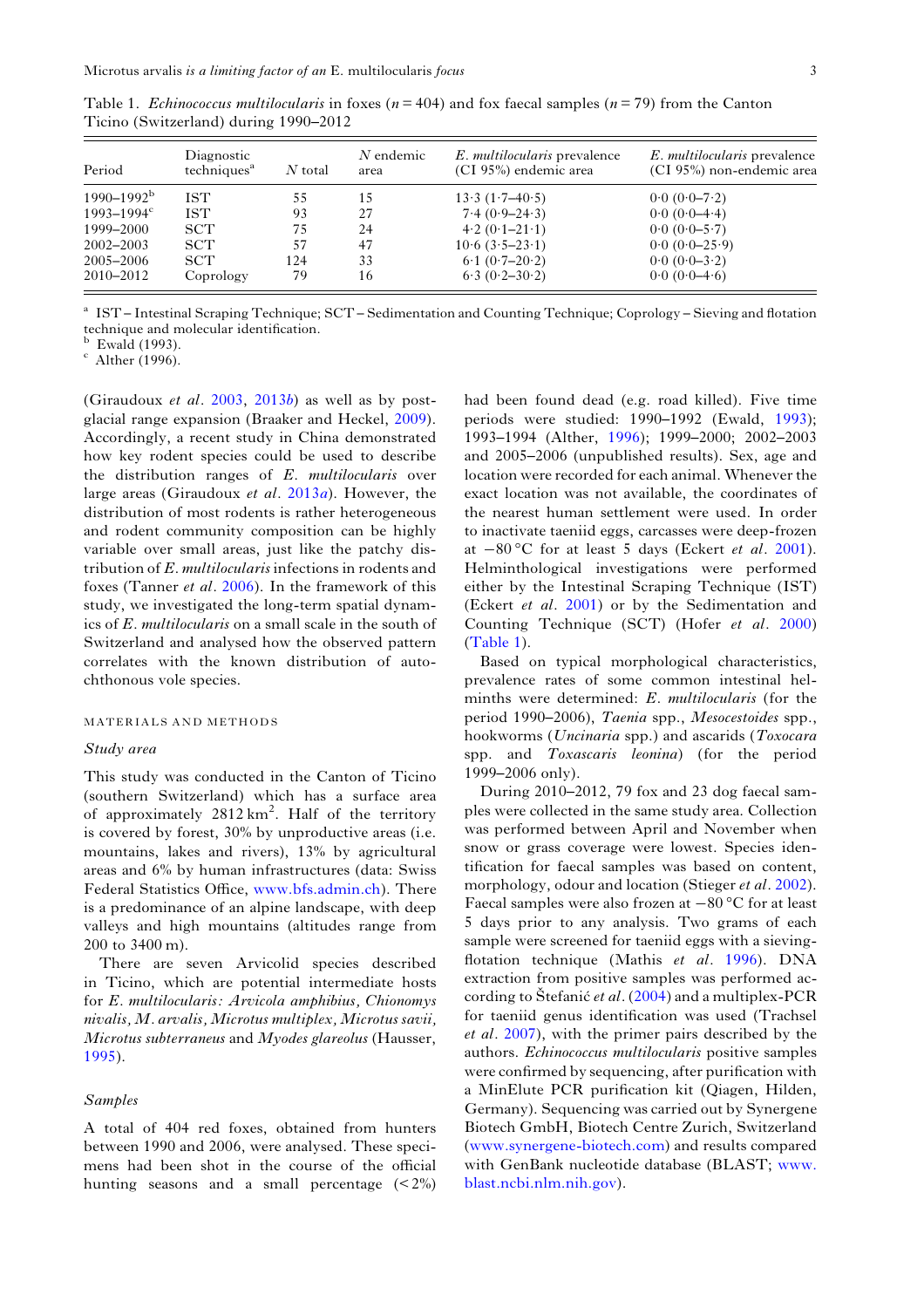Table 1. *Echinococcus multilocularis* in foxes ($n = 404$) and fox faecal samples ($n = 79$) from the Canton Ticino (Switzerland) during 1990–2012

| Period | Diagnostic techniques[a] | *N* total | *N* endemic area | *E. multilocularis* prevalence (CI 95%) endemic area | *E. multilocularis* prevalence (CI 95%) non-endemic area |
|---|---|---|---|---|---|
| 1990–1992[b] | IST | 55 | 15 | 13·3 (1·7–40·5) | 0·0 (0·0–7·2) |
| 1993–1994[c] | IST | 93 | 27 | 7·4 (0·9–24·3) | 0·0 (0·0–4·4) |
| 1999–2000 | SCT | 75 | 24 | 4·2 (0·1–21·1) | 0·0 (0·0–5·7) |
| 2002–2003 | SCT | 57 | 47 | 10·6 (3·5–23·1) | 0·0 (0·0–25·9) |
| 2005–2006 | SCT | 124 | 33 | 6·1 (0·7–20·2) | 0·0 (0·0–3·2) |
| 2010–2012 | Coprology | 79 | 16 | 6·3 (0·2–30·2) | 0·0 (0·0–4·6) |

[a] IST – Intestinal Scraping Technique; SCT – Sedimentation and Counting Technique; Coprology – Sieving and flotation technique and molecular identification.
[b] Ewald (1993).
[c] Alther (1996).

(Giraudoux *et al*. 2003, 2013*b*) as well as by post-glacial range expansion (Braaker and Heckel, 2009). Accordingly, a recent study in China demonstrated how key rodent species could be used to describe the distribution ranges of *E. multilocularis* over large areas (Giraudoux *et al*. 2013*a*). However, the distribution of most rodents is rather heterogeneous and rodent community composition can be highly variable over small areas, just like the patchy distribution of *E. multilocularis* infections in rodents and foxes (Tanner *et al*. 2006). In the framework of this study, we investigated the long-term spatial dynamics of *E. multilocularis* on a small scale in the south of Switzerland and analysed how the observed pattern correlates with the known distribution of autochthonous vole species.

## MATERIALS AND METHODS

### Study area

This study was conducted in the Canton of Ticino (southern Switzerland) which has a surface area of approximately 2812 km$^2$. Half of the territory is covered by forest, 30% by unproductive areas (i.e. mountains, lakes and rivers), 13% by agricultural areas and 6% by human infrastructures (data: Swiss Federal Statistics Office, www.bfs.admin.ch). There is a predominance of an alpine landscape, with deep valleys and high mountains (altitudes range from 200 to 3400 m).

There are seven Arvicolid species described in Ticino, which are potential intermediate hosts for *E. multilocularis*: *Arvicola amphibius*, *Chionomys nivalis*, *M. arvalis*, *Microtus multiplex*, *Microtus savii*, *Microtus subterraneus* and *Myodes glareolus* (Hausser, 1995).

### Samples

A total of 404 red foxes, obtained from hunters between 1990 and 2006, were analysed. These specimens had been shot in the course of the official hunting seasons and a small percentage (<2%) had been found dead (e.g. road killed). Five time periods were studied: 1990–1992 (Ewald, 1993); 1993–1994 (Alther, 1996); 1999–2000; 2002–2003 and 2005–2006 (unpublished results). Sex, age and location were recorded for each animal. Whenever the exact location was not available, the coordinates of the nearest human settlement were used. In order to inactivate taeniid eggs, carcasses were deep-frozen at −80 °C for at least 5 days (Eckert *et al*. 2001). Helminthological investigations were performed either by the Intestinal Scraping Technique (IST) (Eckert *et al*. 2001) or by the Sedimentation and Counting Technique (SCT) (Hofer *et al*. 2000) (Table 1).

Based on typical morphological characteristics, prevalence rates of some common intestinal helminths were determined: *E. multilocularis* (for the period 1990–2006), *Taenia* spp., *Mesocestoides* spp., hookworms (*Uncinaria* spp.) and ascarids (*Toxocara* spp. and *Toxascaris leonina*) (for the period 1999–2006 only).

During 2010–2012, 79 fox and 23 dog faecal samples were collected in the same study area. Collection was performed between April and November when snow or grass coverage were lowest. Species identification for faecal samples was based on content, morphology, odour and location (Stieger *et al*. 2002). Faecal samples were also frozen at −80 °C for at least 5 days prior to any analysis. Two grams of each sample were screened for taeniid eggs with a sieving-flotation technique (Mathis *et al*. 1996). DNA extraction from positive samples was performed according to Štefanić *et al*. (2004) and a multiplex-PCR for taeniid genus identification was used (Trachsel *et al*. 2007), with the primer pairs described by the authors. *Echinococcus multilocularis* positive samples were confirmed by sequencing, after purification with a MinElute PCR purification kit (Qiagen, Hilden, Germany). Sequencing was carried out by Synergene Biotech GmbH, Biotech Centre Zurich, Switzerland (www.synergene-biotech.com) and results compared with GenBank nucleotide database (BLAST; www.blast.ncbi.nlm.nih.gov).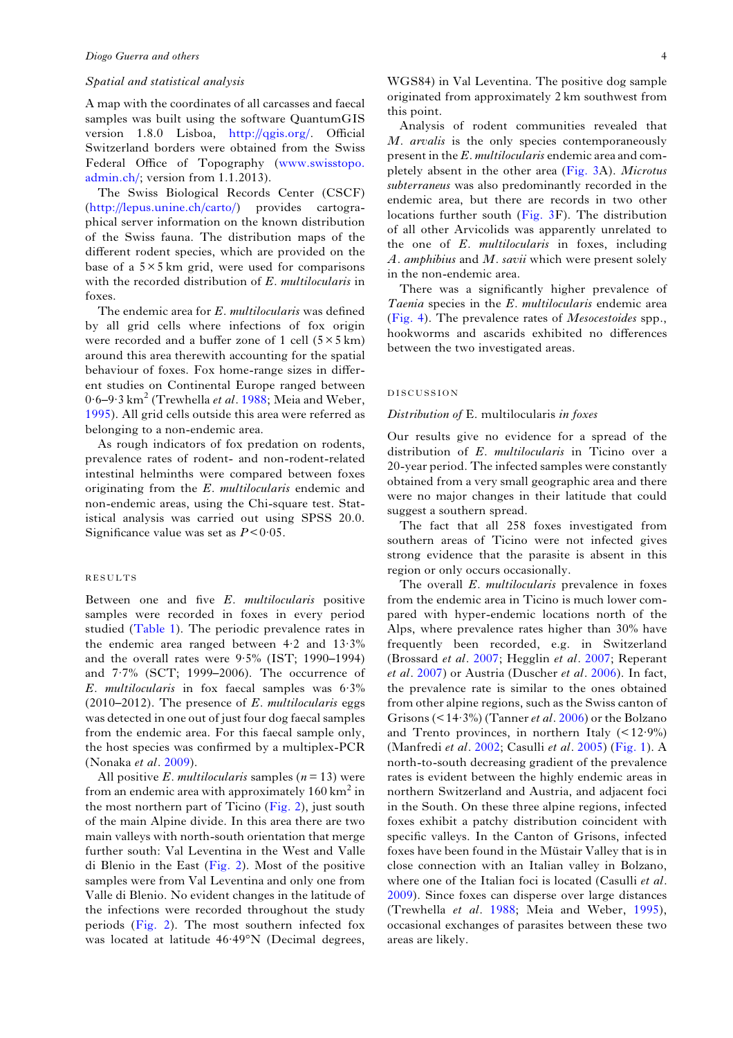### *Spatial and statistical analysis*

A map with the coordinates of all carcasses and faecal samples was built using the software QuantumGIS version 1.8.0 Lisboa, http://qgis.org/. Official Switzerland borders were obtained from the Swiss Federal Office of Topography (www.swisstopo.admin.ch/; version from 1.1.2013).

The Swiss Biological Records Center (CSCF) (http://lepus.unine.ch/carto/) provides cartographical server information on the known distribution of the Swiss fauna. The distribution maps of the different rodent species, which are provided on the base of a 5 × 5 km grid, were used for comparisons with the recorded distribution of *E. multilocularis* in foxes.

The endemic area for *E. multilocularis* was defined by all grid cells where infections of fox origin were recorded and a buffer zone of 1 cell (5 × 5 km) around this area therewith accounting for the spatial behaviour of foxes. Fox home-range sizes in different studies on Continental Europe ranged between 0·6–9·3 km$^2$ (Trewhella *et al*. 1988; Meia and Weber, 1995). All grid cells outside this area were referred as belonging to a non-endemic area.

As rough indicators of fox predation on rodents, prevalence rates of rodent- and non-rodent-related intestinal helminths were compared between foxes originating from the *E. multilocularis* endemic and non-endemic areas, using the Chi-square test. Statistical analysis was carried out using SPSS 20.0. Significance value was set as $P < 0·05$.

## RESULTS

Between one and five *E. multilocularis* positive samples were recorded in foxes in every period studied (Table 1). The periodic prevalence rates in the endemic area ranged between 4·2 and 13·3% and the overall rates were 9·5% (IST; 1990–1994) and 7·7% (SCT; 1999–2006). The occurrence of *E. multilocularis* in fox faecal samples was 6·3% (2010–2012). The presence of *E. multilocularis* eggs was detected in one out of just four dog faecal samples from the endemic area. For this faecal sample only, the host species was confirmed by a multiplex-PCR (Nonaka *et al*. 2009).

All positive *E. multilocularis* samples ($n = 13$) were from an endemic area with approximately 160 km$^2$ in the most northern part of Ticino (Fig. 2), just south of the main Alpine divide. In this area there are two main valleys with north-south orientation that merge further south: Val Leventina in the West and Valle di Blenio in the East (Fig. 2). Most of the positive samples were from Val Leventina and only one from Valle di Blenio. No evident changes in the latitude of the infections were recorded throughout the study periods (Fig. 2). The most southern infected fox was located at latitude 46·49°N (Decimal degrees, WGS84) in Val Leventina. The positive dog sample originated from approximately 2 km southwest from this point.

Analysis of rodent communities revealed that *M. arvalis* is the only species contemporaneously present in the *E. multilocularis* endemic area and completely absent in the other area (Fig. 3A). *Microtus subterraneus* was also predominantly recorded in the endemic area, but there are records in two other locations further south (Fig. 3F). The distribution of all other Arvicolids was apparently unrelated to the one of *E. multilocularis* in foxes, including *A. amphibius* and *M. savii* which were present solely in the non-endemic area.

There was a significantly higher prevalence of *Taenia* species in the *E. multilocularis* endemic area (Fig. 4). The prevalence rates of *Mesocestoides* spp., hookworms and ascarids exhibited no differences between the two investigated areas.

## DISCUSSION

### *Distribution of* E. multilocularis *in foxes*

Our results give no evidence for a spread of the distribution of *E. multilocularis* in Ticino over a 20-year period. The infected samples were constantly obtained from a very small geographic area and there were no major changes in their latitude that could suggest a southern spread.

The fact that all 258 foxes investigated from southern areas of Ticino were not infected gives strong evidence that the parasite is absent in this region or only occurs occasionally.

The overall *E. multilocularis* prevalence in foxes from the endemic area in Ticino is much lower compared with hyper-endemic locations north of the Alps, where prevalence rates higher than 30% have frequently been recorded, e.g. in Switzerland (Brossard *et al*. 2007; Hegglin *et al*. 2007; Reperant *et al*. 2007) or Austria (Duscher *et al*. 2006). In fact, the prevalence rate is similar to the ones obtained from other alpine regions, such as the Swiss canton of Grisons (<14·3%) (Tanner *et al*. 2006) or the Bolzano and Trento provinces, in northern Italy (<12·9%) (Manfredi *et al*. 2002; Casulli *et al*. 2005) (Fig. 1). A north-to-south decreasing gradient of the prevalence rates is evident between the highly endemic areas in northern Switzerland and Austria, and adjacent foci in the South. On these three alpine regions, infected foxes exhibit a patchy distribution coincident with specific valleys. In the Canton of Grisons, infected foxes have been found in the Müstair Valley that is in close connection with an Italian valley in Bolzano, where one of the Italian foci is located (Casulli *et al*. 2009). Since foxes can disperse over large distances (Trewhella *et al*. 1988; Meia and Weber, 1995), occasional exchanges of parasites between these two areas are likely.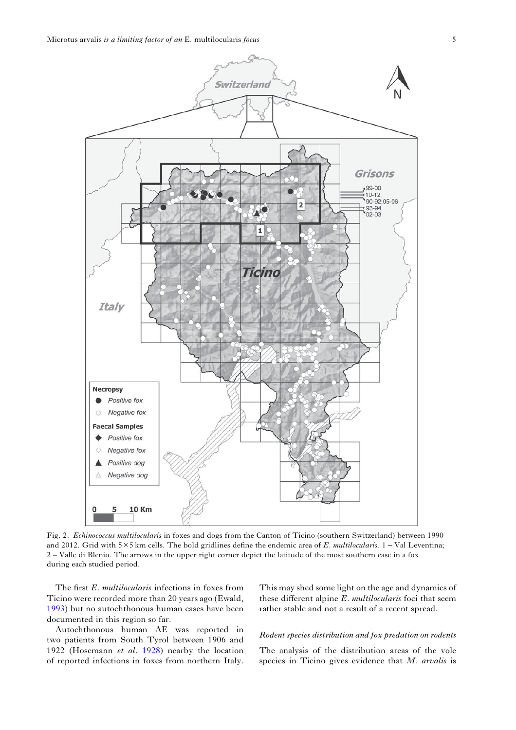Switzerland

N

Grisons

99-00
10-12
90-92;05-06
93-94
02-03

Ticino

Italy

Necropsy
Positive fox
Negative fox
Faecal Samples
Positive fox
Negative fox
Positive dog
Negative dog

0 5 10 Km

Fig. 2. *Echinococcus multilocularis* in foxes and dogs from the Canton of Ticino (southern Switzerland) between 1990 and 2012. Grid with 5 × 5 km cells. The bold gridlines define the endemic area of *E. multilocularis*. 1 – Val Leventina; 2 – Valle di Blenio. The arrows in the upper right corner depict the latitude of the most southern case in a fox during each studied period.

The first *E. multilocularis* infections in foxes from Ticino were recorded more than 20 years ago (Ewald, 1993) but no autochthonous human cases have been documented in this region so far.

Autochthonous human AE was reported in two patients from South Tyrol between 1906 and 1922 (Hosemann *et al*. 1928) nearby the location of reported infections in foxes from northern Italy. This may shed some light on the age and dynamics of these different alpine *E. multilocularis* foci that seem rather stable and not a result of a recent spread.

### Rodent species distribution and fox predation on rodents

The analysis of the distribution areas of the vole species in Ticino gives evidence that *M. arvalis* is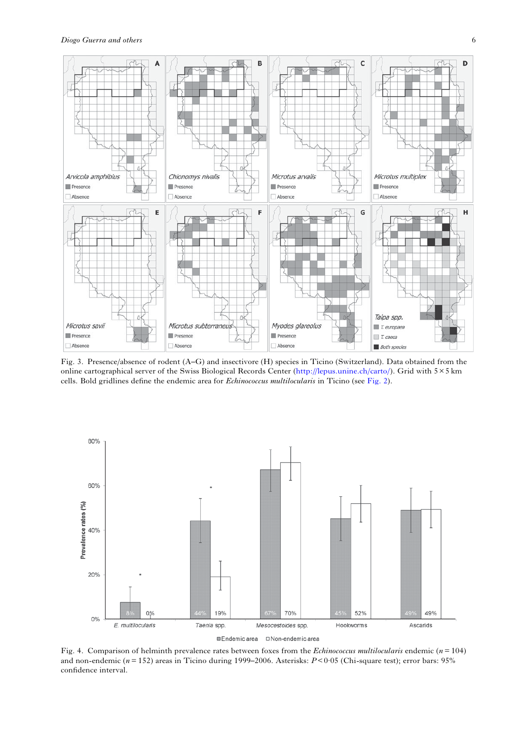A

Arvicola amphibius

Presence

Absence

B

Chionomys nivalis

Presence

Absence

C

Microtus arvalis

Presence

Absence

D

Microtus multiplex

Presence

Absence

E

Microtus savii

Presence

Absence

F

Microtus subterraneus

Presence

Absence

G

Myodes glareolus

Presence

Absence

H

Talpa spp.

T. europaea

T. caeca

Both species

Fig. 3. Presence/absence of rodent (A–G) and insectivore (H) species in Ticino (Switzerland). Data obtained from the online cartographical server of the Swiss Biological Records Center (http://lepus.unine.ch/carto/). Grid with 5 × 5 km cells. Bold gridlines define the endemic area for *Echinococcus multilocularis* in Ticino (see Fig. 2).

Prevalence rates (%)

80%

60%

40%

20%

0%

E. multilocularis

*

8%

0%

Taenia spp.

*

44%

19%

Mesocestoides spp.

67%

70%

Hookworms

45%

52%

Ascarids

49%

49%

Endemic area

Non-endemic area

Fig. 4. Comparison of helminth prevalence rates between foxes from the *Echinococcus multilocularis* endemic ($n = 104$) and non-endemic ($n = 152$) areas in Ticino during 1999–2006. Asterisks: $P < 0{\cdot}05$ (Chi-square test); error bars: 95% confidence interval.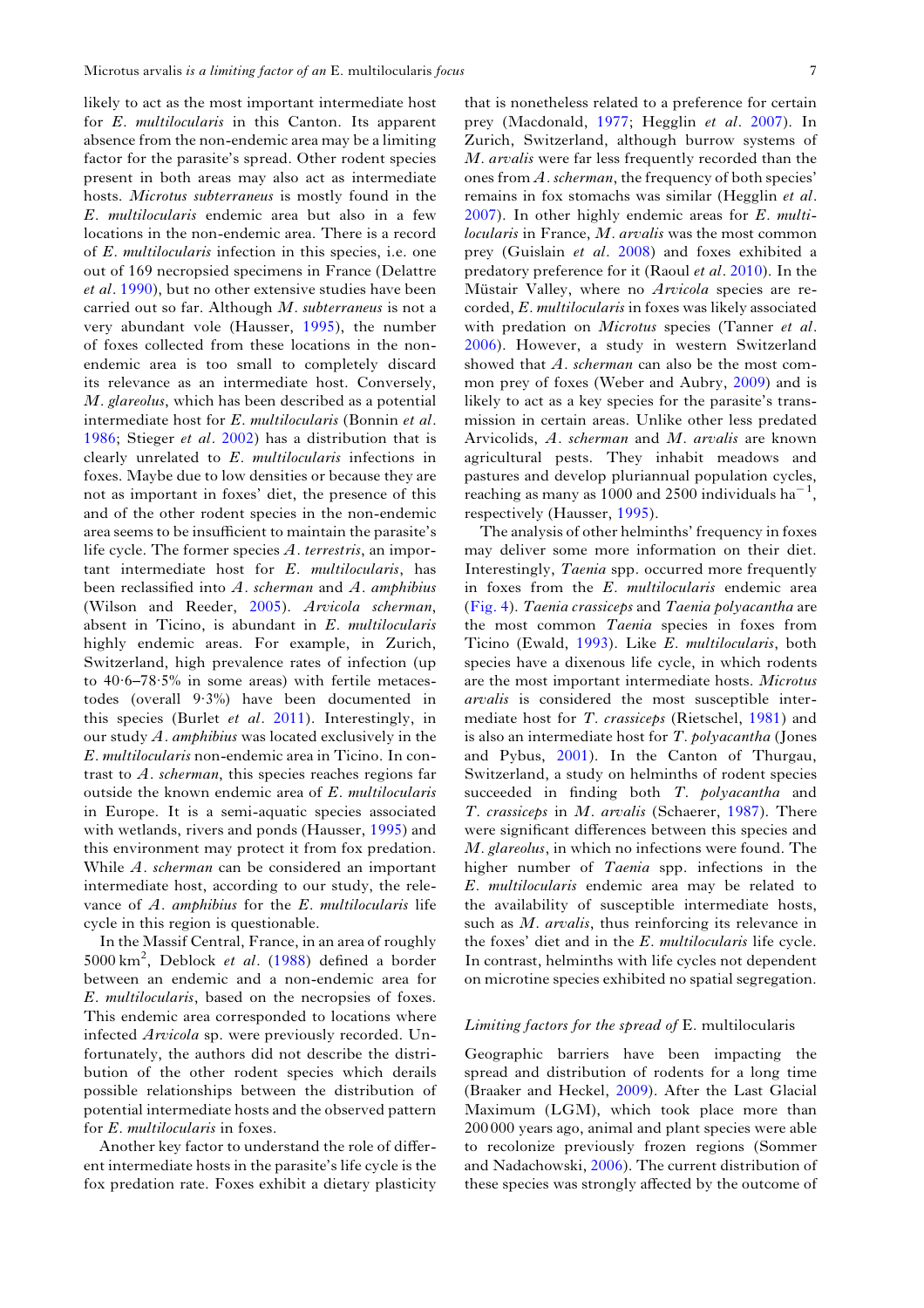likely to act as the most important intermediate host for *E. multilocularis* in this Canton. Its apparent absence from the non-endemic area may be a limiting factor for the parasite's spread. Other rodent species present in both areas may also act as intermediate hosts. *Microtus subterraneus* is mostly found in the *E. multilocularis* endemic area but also in a few locations in the non-endemic area. There is a record of *E. multilocularis* infection in this species, i.e. one out of 169 necropsied specimens in France (Delattre *et al*. 1990), but no other extensive studies have been carried out so far. Although *M. subterraneus* is not a very abundant vole (Hausser, 1995), the number of foxes collected from these locations in the non-endemic area is too small to completely discard its relevance as an intermediate host. Conversely, *M. glareolus*, which has been described as a potential intermediate host for *E. multilocularis* (Bonnin *et al*. 1986; Stieger *et al*. 2002) has a distribution that is clearly unrelated to *E. multilocularis* infections in foxes. Maybe due to low densities or because they are not as important in foxes' diet, the presence of this and of the other rodent species in the non-endemic area seems to be insufficient to maintain the parasite's life cycle. The former species *A. terrestris*, an important intermediate host for *E. multilocularis*, has been reclassified into *A. scherman* and *A. amphibius* (Wilson and Reeder, 2005). *Arvicola scherman*, absent in Ticino, is abundant in *E. multilocularis* highly endemic areas. For example, in Zurich, Switzerland, high prevalence rates of infection (up to 40·6–78·5% in some areas) with fertile metacestodes (overall 9·3%) have been documented in this species (Burlet *et al*. 2011). Interestingly, in our study *A. amphibius* was located exclusively in the *E. multilocularis* non-endemic area in Ticino. In contrast to *A. scherman*, this species reaches regions far outside the known endemic area of *E. multilocularis* in Europe. It is a semi-aquatic species associated with wetlands, rivers and ponds (Hausser, 1995) and this environment may protect it from fox predation. While *A. scherman* can be considered an important intermediate host, according to our study, the relevance of *A. amphibius* for the *E. multilocularis* life cycle in this region is questionable.

In the Massif Central, France, in an area of roughly 5000 km$^2$, Deblock *et al*. (1988) defined a border between an endemic and a non-endemic area for *E. multilocularis*, based on the necropsies of foxes. This endemic area corresponded to locations where infected *Arvicola* sp. were previously recorded. Unfortunately, the authors did not describe the distribution of the other rodent species which derails possible relationships between the distribution of potential intermediate hosts and the observed pattern for *E. multilocularis* in foxes.

Another key factor to understand the role of different intermediate hosts in the parasite's life cycle is the fox predation rate. Foxes exhibit a dietary plasticity that is nonetheless related to a preference for certain prey (Macdonald, 1977; Hegglin *et al*. 2007). In Zurich, Switzerland, although burrow systems of *M. arvalis* were far less frequently recorded than the ones from *A. scherman*, the frequency of both species' remains in fox stomachs was similar (Hegglin *et al*. 2007). In other highly endemic areas for *E. multilocularis* in France, *M. arvalis* was the most common prey (Guislain *et al*. 2008) and foxes exhibited a predatory preference for it (Raoul *et al*. 2010). In the Müstair Valley, where no *Arvicola* species are recorded, *E. multilocularis* in foxes was likely associated with predation on *Microtus* species (Tanner *et al*. 2006). However, a study in western Switzerland showed that *A. scherman* can also be the most common prey of foxes (Weber and Aubry, 2009) and is likely to act as a key species for the parasite's transmission in certain areas. Unlike other less predated Arvicolids, *A. scherman* and *M. arvalis* are known agricultural pests. They inhabit meadows and pastures and develop pluriannual population cycles, reaching as many as 1000 and 2500 individuals ha$^{-1}$, respectively (Hausser, 1995).

The analysis of other helminths' frequency in foxes may deliver some more information on their diet. Interestingly, *Taenia* spp. occurred more frequently in foxes from the *E. multilocularis* endemic area (Fig. 4). *Taenia crassiceps* and *Taenia polyacantha* are the most common *Taenia* species in foxes from Ticino (Ewald, 1993). Like *E. multilocularis*, both species have a dixenous life cycle, in which rodents are the most important intermediate hosts. *Microtus arvalis* is considered the most susceptible intermediate host for *T. crassiceps* (Rietschel, 1981) and is also an intermediate host for *T. polyacantha* (Jones and Pybus, 2001). In the Canton of Thurgau, Switzerland, a study on helminths of rodent species succeeded in finding both *T. polyacantha* and *T. crassiceps* in *M. arvalis* (Schaerer, 1987). There were significant differences between this species and *M. glareolus*, in which no infections were found. The higher number of *Taenia* spp. infections in the *E. multilocularis* endemic area may be related to the availability of susceptible intermediate hosts, such as *M. arvalis*, thus reinforcing its relevance in the foxes' diet and in the *E. multilocularis* life cycle. In contrast, helminths with life cycles not dependent on microtine species exhibited no spatial segregation.

### *Limiting factors for the spread of* E. multilocularis

Geographic barriers have been impacting the spread and distribution of rodents for a long time (Braaker and Heckel, 2009). After the Last Glacial Maximum (LGM), which took place more than 200 000 years ago, animal and plant species were able to recolonize previously frozen regions (Sommer and Nadachowski, 2006). The current distribution of these species was strongly affected by the outcome of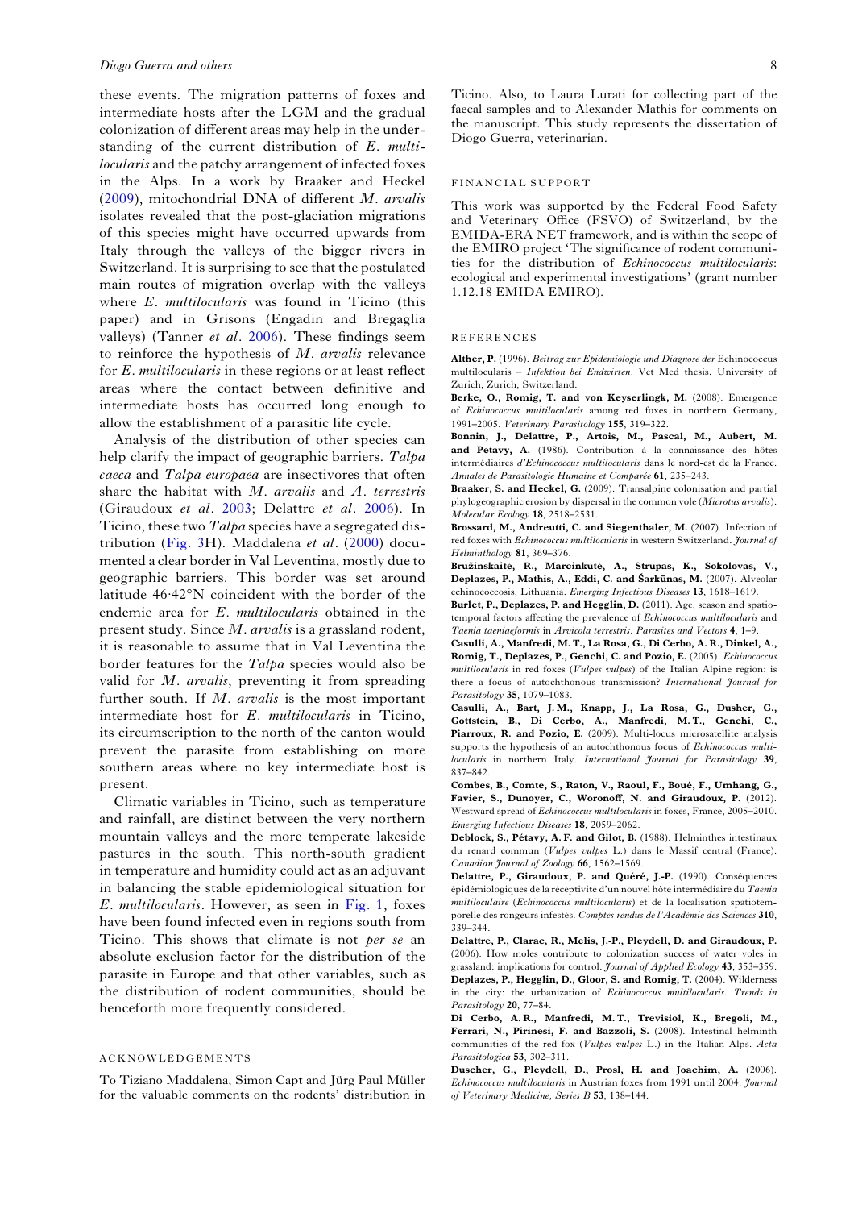these events. The migration patterns of foxes and intermediate hosts after the LGM and the gradual colonization of different areas may help in the understanding of the current distribution of *E. multilocularis* and the patchy arrangement of infected foxes in the Alps. In a work by Braaker and Heckel (2009), mitochondrial DNA of different *M. arvalis* isolates revealed that the post-glaciation migrations of this species might have occurred upwards from Italy through the valleys of the bigger rivers in Switzerland. It is surprising to see that the postulated main routes of migration overlap with the valleys where *E. multilocularis* was found in Ticino (this paper) and in Grisons (Engadin and Bregaglia valleys) (Tanner *et al.* 2006). These findings seem to reinforce the hypothesis of *M. arvalis* relevance for *E. multilocularis* in these regions or at least reflect areas where the contact between definitive and intermediate hosts has occurred long enough to allow the establishment of a parasitic life cycle.

Analysis of the distribution of other species can help clarify the impact of geographic barriers. *Talpa caeca* and *Talpa europaea* are insectivores that often share the habitat with *M. arvalis* and *A. terrestris* (Giraudoux *et al.* 2003; Delattre *et al.* 2006). In Ticino, these two *Talpa* species have a segregated distribution (Fig. 3H). Maddalena *et al.* (2000) documented a clear border in Val Leventina, mostly due to geographic barriers. This border was set around latitude 46·42°N coincident with the border of the endemic area for *E. multilocularis* obtained in the present study. Since *M. arvalis* is a grassland rodent, it is reasonable to assume that in Val Leventina the border features for the *Talpa* species would also be valid for *M. arvalis*, preventing it from spreading further south. If *M. arvalis* is the most important intermediate host for *E. multilocularis* in Ticino, its circumscription to the north of the canton would prevent the parasite from establishing on more southern areas where no key intermediate host is present.

Climatic variables in Ticino, such as temperature and rainfall, are distinct between the very northern mountain valleys and the more temperate lakeside pastures in the south. This north-south gradient in temperature and humidity could act as an adjuvant in balancing the stable epidemiological situation for *E. multilocularis*. However, as seen in Fig. 1, foxes have been found infected even in regions south from Ticino. This shows that climate is not *per se* an absolute exclusion factor for the distribution of the parasite in Europe and that other variables, such as the distribution of rodent communities, should be henceforth more frequently considered.

## ACKNOWLEDGEMENTS

To Tiziano Maddalena, Simon Capt and Jürg Paul Müller for the valuable comments on the rodents' distribution in Ticino. Also, to Laura Lurati for collecting part of the faecal samples and to Alexander Mathis for comments on the manuscript. This study represents the dissertation of Diogo Guerra, veterinarian.

## FINANCIAL SUPPORT

This work was supported by the Federal Food Safety and Veterinary Office (FSVO) of Switzerland, by the EMIDA-ERA NET framework, and is within the scope of the EMIRO project 'The significance of rodent communities for the distribution of *Echinococcus multilocularis*: ecological and experimental investigations' (grant number 1.12.18 EMIDA EMIRO).

## REFERENCES

**Alther, P.** (1996). *Beitrag zur Epidemiologie und Diagnose der* Echinococcus multilocularis *– Infektion bei Endwirten*. Vet Med thesis. University of Zurich, Zurich, Switzerland.

**Berke, O., Romig, T. and von Keyserlingk, M.** (2008). Emergence of *Echinococcus multilocularis* among red foxes in northern Germany, 1991–2005. *Veterinary Parasitology* **155**, 319–322.

**Bonnin, J., Delattre, P., Artois, M., Pascal, M., Aubert, M. and Petavy, A.** (1986). Contribution à la connaissance des hôtes intermédiaires *d'Echinococcus multilocularis* dans le nord-est de la France. *Annales de Parasitologie Humaine et Comparée* **61**, 235–243.

**Braaker, S. and Heckel, G.** (2009). Transalpine colonisation and partial phylogeographic erosion by dispersal in the common vole (*Microtus arvalis*). *Molecular Ecology* **18**, 2518–2531.

**Brossard, M., Andreutti, C. and Siegenthaler, M.** (2007). Infection of red foxes with *Echinococcus multilocularis* in western Switzerland. *Journal of Helminthology* **81**, 369–376.

**Bružinskaitė, R., Marcinkutė, A., Strupas, K., Sokolovas, V., Deplazes, P., Mathis, A., Eddi, C. and Šarkūnas, M.** (2007). Alveolar echinococcosis, Lithuania. *Emerging Infectious Diseases* **13**, 1618–1619.

**Burlet, P., Deplazes, P. and Hegglin, D.** (2011). Age, season and spatio-temporal factors affecting the prevalence of *Echinococcus multilocularis* and *Taenia taeniaeformis* in *Arvicola terrestris*. *Parasites and Vectors* **4**, 1–9.

**Casulli, A., Manfredi, M. T., La Rosa, G., Di Cerbo, A. R., Dinkel, A., Romig, T., Deplazes, P., Genchi, C. and Pozio, E.** (2005). *Echinococcus multilocularis* in red foxes (*Vulpes vulpes*) of the Italian Alpine region: is there a focus of autochthonous transmission? *International Journal for Parasitology* **35**, 1079–1083.

**Casulli, A., Bart, J. M., Knapp, J., La Rosa, G., Dusher, G., Gottstein, B., Di Cerbo, A., Manfredi, M. T., Genchi, C., Piarroux, R. and Pozio, E.** (2009). Multi-locus microsatellite analysis supports the hypothesis of an autochthonous focus of *Echinococcus multilocularis* in northern Italy. *International Journal for Parasitology* **39**, 837–842.

**Combes, B., Comte, S., Raton, V., Raoul, F., Boué, F., Umhang, G., Favier, S., Dunoyer, C., Woronoff, N. and Giraudoux, P.** (2012). Westward spread of *Echinococcus multilocularis* in foxes, France, 2005–2010. *Emerging Infectious Diseases* **18**, 2059–2062.

**Deblock, S., Pétavy, A. F. and Gilot, B.** (1988). Helminthes intestinaux du renard commun (*Vulpes vulpes* L.) dans le Massif central (France). *Canadian Journal of Zoology* **66**, 1562–1569.

**Delattre, P., Giraudoux, P. and Quéré, J.-P.** (1990). Conséquences épidémiologiques de la réceptivité d'un nouvel hôte intermédiaire du *Taenia multiloculaire* (*Echinococcus multilocularis*) et de la localisation spatiotemporelle des rongeurs infestés. *Comptes rendus de l'Académie des Sciences* **310**, 339–344.

**Delattre, P., Clarac, R., Melis, J.-P., Pleydell, D. and Giraudoux, P.** (2006). How moles contribute to colonization success of water voles in grassland: implications for control. *Journal of Applied Ecology* **43**, 353–359.

**Deplazes, P., Hegglin, D., Gloor, S. and Romig, T.** (2004). Wilderness in the city: the urbanization of *Echinococcus multilocularis*. *Trends in Parasitology* **20**, 77–84.

**Di Cerbo, A. R., Manfredi, M. T., Trevisiol, K., Bregoli, M., Ferrari, N., Pirinesi, F. and Bazzoli, S.** (2008). Intestinal helminth communities of the red fox (*Vulpes vulpes* L.) in the Italian Alps. *Acta Parasitologica* **53**, 302–311.

**Duscher, G., Pleydell, D., Prosl, H. and Joachim, A.** (2006). *Echinococcus multilocularis* in Austrian foxes from 1991 until 2004. *Journal of Veterinary Medicine, Series B* **53**, 138–144.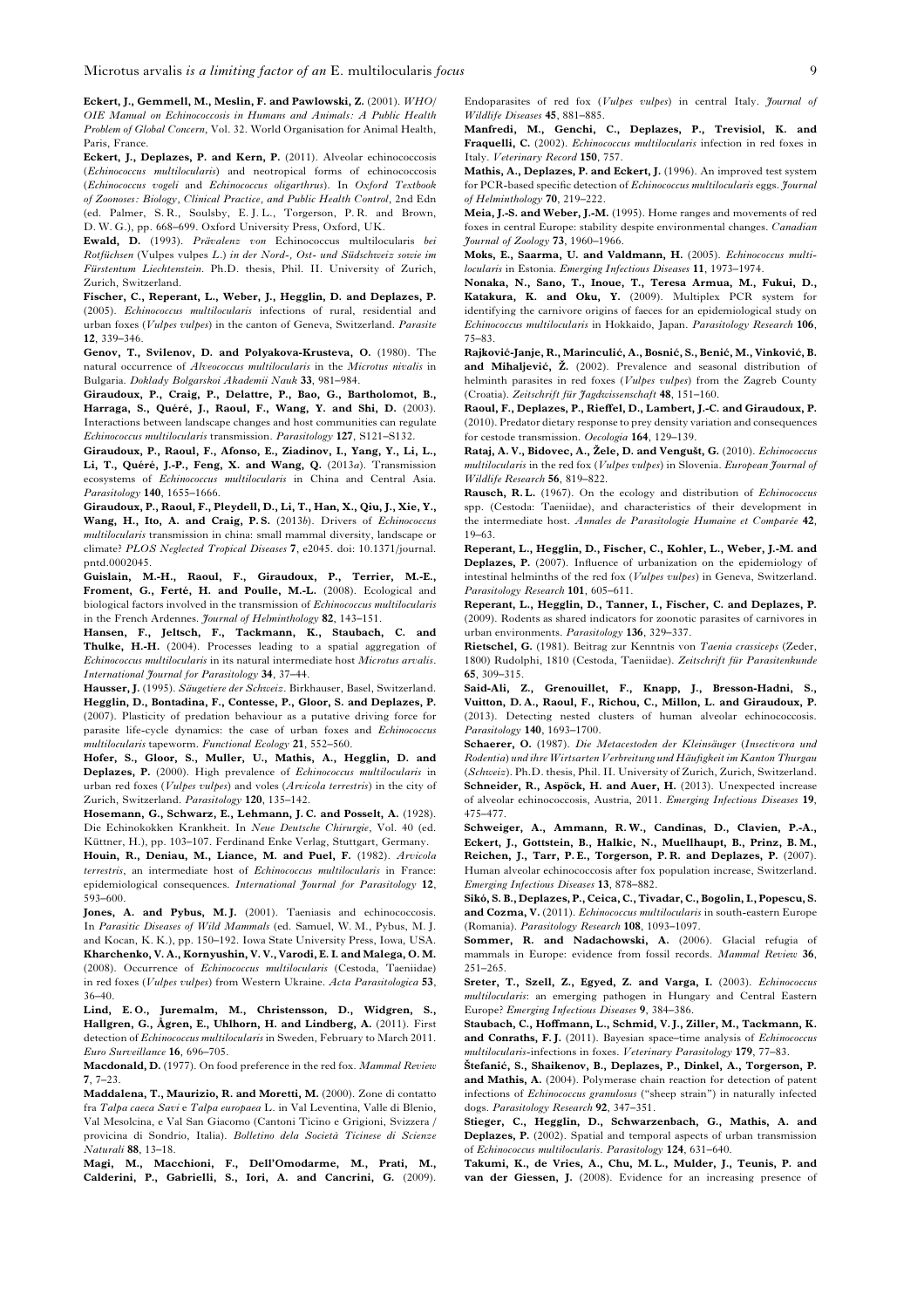**Eckert, J., Gemmell, M., Meslin, F. and Pawlowski, Z.** (2001). *WHO/OIE Manual on Echinococcosis in Humans and Animals: A Public Health Problem of Global Concern*, Vol. 32. World Organisation for Animal Health, Paris, France.

**Eckert, J., Deplazes, P. and Kern, P.** (2011). Alveolar echinococcosis (*Echinococcus multilocularis*) and neotropical forms of echinococcosis (*Echinococcus vogeli* and *Echinococcus oligarthrus*). In *Oxford Textbook of Zoonoses: Biology, Clinical Practice, and Public Health Control*, 2nd Edn (ed. Palmer, S. R., Soulsby, E. J. L., Torgerson, P. R. and Brown, D. W. G.), pp. 668–699. Oxford University Press, Oxford, UK.

**Ewald, D.** (1993). *Prävalenz von* Echinococcus multilocularis *bei Rotfüchsen* (Vulpes vulpes *L.*) *in der Nord-, Ost- und Südschweiz sowie im Fürstentum Liechtenstein*. Ph.D. thesis, Phil. II. University of Zurich, Zurich, Switzerland.

**Fischer, C., Reperant, L., Weber, J., Hegglin, D. and Deplazes, P.** (2005). *Echinococcus multilocularis* infections of rural, residential and urban foxes (*Vulpes vulpes*) in the canton of Geneva, Switzerland. *Parasite* **12**, 339–346.

**Genov, T., Svilenov, D. and Polyakova-Krusteva, O.** (1980). The natural occurrence of *Alveococcus multilocularis* in the *Microtus nivalis* in Bulgaria. *Doklady Bolgarskoi Akademii Nauk* **33**, 981–984.

**Giraudoux, P., Craig, P., Delattre, P., Bao, G., Bartholomot, B., Harraga, S., Quéré, J., Raoul, F., Wang, Y. and Shi, D.** (2003). Interactions between landscape changes and host communities can regulate *Echinococcus multilocularis* transmission. *Parasitology* **127**, S121–S132.

**Giraudoux, P., Raoul, F., Afonso, E., Ziadinov, I., Yang, Y., Li, L., Li, T., Quéré, J.-P., Feng, X. and Wang, Q.** (2013*a*). Transmission ecosystems of *Echinococcus multilocularis* in China and Central Asia. *Parasitology* **140**, 1655–1666.

**Giraudoux, P., Raoul, F., Pleydell, D., Li, T., Han, X., Qiu, J., Xie, Y., Wang, H., Ito, A. and Craig, P. S.** (2013*b*). Drivers of *Echinococcus multilocularis* transmission in china: small mammal diversity, landscape or climate? *PLOS Neglected Tropical Diseases* **7**, e2045. doi: 10.1371/journal.pntd.0002045.

**Guislain, M.-H., Raoul, F., Giraudoux, P., Terrier, M.-E., Froment, G., Ferté, H. and Poulle, M.-L.** (2008). Ecological and biological factors involved in the transmission of *Echinococcus multilocularis* in the French Ardennes. *Journal of Helminthology* **82**, 143–151.

**Hansen, F., Jeltsch, F., Tackmann, K., Staubach, C. and Thulke, H.-H.** (2004). Processes leading to a spatial aggregation of *Echinococcus multilocularis* in its natural intermediate host *Microtus arvalis*. *International Journal for Parasitology* **34**, 37–44.

**Hausser, J.** (1995). *Säugetiere der Schweiz*. Birkhauser, Basel, Switzerland.

**Hegglin, D., Bontadina, F., Contesse, P., Gloor, S. and Deplazes, P.** (2007). Plasticity of predation behaviour as a putative driving force for parasite life-cycle dynamics: the case of urban foxes and *Echinococcus multilocularis* tapeworm. *Functional Ecology* **21**, 552–560.

**Hofer, S., Gloor, S., Muller, U., Mathis, A., Hegglin, D. and Deplazes, P.** (2000). High prevalence of *Echinococcus multilocularis* in urban red foxes (*Vulpes vulpes*) and voles (*Arvicola terrestris*) in the city of Zurich, Switzerland. *Parasitology* **120**, 135–142.

**Hosemann, G., Schwarz, E., Lehmann, J. C. and Posselt, A.** (1928). Die Echinokokken Krankheit. In *Neue Deutsche Chirurgie*, Vol. 40 (ed. Küttner, H.), pp. 103–107. Ferdinand Enke Verlag, Stuttgart, Germany.

**Houin, R., Deniau, M., Liance, M. and Puel, F.** (1982). *Arvicola terrestris*, an intermediate host of *Echinococcus multilocularis* in France: epidemiological consequences. *International Journal for Parasitology* **12**, 593–600.

**Jones, A. and Pybus, M. J.** (2001). Taeniasis and echinococcosis. In *Parasitic Diseases of Wild Mammals* (ed. Samuel, W. M., Pybus, M. J. and Kocan, K. K.), pp. 150–192. Iowa State University Press, Iowa, USA.

**Kharchenko, V. A., Kornyushin, V. V., Varodi, E. I. and Malega, O. M.** (2008). Occurrence of *Echinococcus multilocularis* (Cestoda, Taeniidae) in red foxes (*Vulpes vulpes*) from Western Ukraine. *Acta Parasitologica* **53**, 36–40.

**Lind, E. O., Juremalm, M., Christensson, D., Widgren, S., Hallgren, G., Ågren, E., Uhlhorn, H. and Lindberg, A.** (2011). First detection of *Echinococcus multilocularis* in Sweden, February to March 2011. *Euro Surveillance* **16**, 696–705.

**Macdonald, D.** (1977). On food preference in the red fox. *Mammal Review* **7**, 7–23.

**Maddalena, T., Maurizio, R. and Moretti, M.** (2000). Zone di contatto fra *Talpa caeca Savi* e *Talpa europaea* L. in Val Leventina, Valle di Blenio, Val Mesolcina, e Val San Giacomo (Cantoni Ticino e Grigioni, Svizzera / provicina di Sondrio, Italia). *Bolletino dela Società Ticinese di Scienze Naturali* **88**, 13–18.

**Magi, M., Macchioni, F., Dell'Omodarme, M., Prati, M., Calderini, P., Gabrielli, S., Iori, A. and Cancrini, G.** (2009). Endoparasites of red fox (*Vulpes vulpes*) in central Italy. *Journal of Wildlife Diseases* **45**, 881–885.

**Manfredi, M., Genchi, C., Deplazes, P., Trevisiol, K. and Fraquelli, C.** (2002). *Echinococcus multilocularis* infection in red foxes in Italy. *Veterinary Record* **150**, 757.

**Mathis, A., Deplazes, P. and Eckert, J.** (1996). An improved test system for PCR-based specific detection of *Echinococcus multilocularis* eggs. *Journal of Helminthology* **70**, 219–222.

**Meia, J.-S. and Weber, J.-M.** (1995). Home ranges and movements of red foxes in central Europe: stability despite environmental changes. *Canadian Journal of Zoology* **73**, 1960–1966.

**Moks, E., Saarma, U. and Valdmann, H.** (2005). *Echinococcus multilocularis* in Estonia. *Emerging Infectious Diseases* **11**, 1973–1974.

**Nonaka, N., Sano, T., Inoue, T., Teresa Armua, M., Fukui, D., Katakura, K. and Oku, Y.** (2009). Multiplex PCR system for identifying the carnivore origins of faeces for an epidemiological study on *Echinococcus multilocularis* in Hokkaido, Japan. *Parasitology Research* **106**, 75–83.

**Rajković-Janje, R., Marinculić, A., Bosnić, S., Benić, M., Vinković, B. and Mihaljević, Ž.** (2002). Prevalence and seasonal distribution of helminth parasites in red foxes (*Vulpes vulpes*) from the Zagreb County (Croatia). *Zeitschrift für Jagdwissenschaft* **48**, 151–160.

**Raoul, F., Deplazes, P., Rieffel, D., Lambert, J.-C. and Giraudoux, P.** (2010). Predator dietary response to prey density variation and consequences for cestode transmission. *Oecologia* **164**, 129–139.

**Rataj, A. V., Bidovec, A., Žele, D. and Vengušt, G.** (2010). *Echinococcus multilocularis* in the red fox (*Vulpes vulpes*) in Slovenia. *European Journal of Wildlife Research* **56**, 819–822.

**Rausch, R. L.** (1967). On the ecology and distribution of *Echinococcus* spp. (Cestoda: Taeniidae), and characteristics of their development in the intermediate host. *Annales de Parasitologie Humaine et Comparée* **42**, 19–63.

**Reperant, L., Hegglin, D., Fischer, C., Kohler, L., Weber, J.-M. and Deplazes, P.** (2007). Influence of urbanization on the epidemiology of intestinal helminths of the red fox (*Vulpes vulpes*) in Geneva, Switzerland. *Parasitology Research* **101**, 605–611.

**Reperant, L., Hegglin, D., Tanner, I., Fischer, C. and Deplazes, P.** (2009). Rodents as shared indicators for zoonotic parasites of carnivores in urban environments. *Parasitology* **136**, 329–337.

**Rietschel, G.** (1981). Beitrag zur Kenntnis von *Taenia crassiceps* (Zeder, 1800) Rudolphi, 1810 (Cestoda, Taeniidae). *Zeitschrift für Parasitenkunde* **65**, 309–315.

**Said-Ali, Z., Grenouillet, F., Knapp, J., Bresson-Hadni, S., Vuitton, D. A., Raoul, F., Richou, C., Millon, L. and Giraudoux, P.** (2013). Detecting nested clusters of human alveolar echinococcosis. *Parasitology* **140**, 1693–1700.

**Schaerer, O.** (1987). *Die Metacestoden der Kleinsäuger* (*Insectivora und Rodentia*) *und ihre Wirtsarten Verbreitung und Häufigkeit im Kanton Thurgau* (*Schweiz*). Ph.D. thesis, Phil. II. University of Zurich, Zurich, Switzerland.

**Schneider, R., Aspöck, H. and Auer, H.** (2013). Unexpected increase of alveolar echinococcosis, Austria, 2011. *Emerging Infectious Diseases* **19**, 475–477.

**Schweiger, A., Ammann, R. W., Candinas, D., Clavien, P.-A., Eckert, J., Gottstein, B., Halkic, N., Muellhaupt, B., Prinz, B. M., Reichen, J., Tarr, P. E., Torgerson, P. R. and Deplazes, P.** (2007). Human alveolar echinococcosis after fox population increase, Switzerland. *Emerging Infectious Diseases* **13**, 878–882.

**Sikó, S. B., Deplazes, P., Ceica, C., Tivadar, C., Bogolin, I., Popescu, S. and Cozma, V.** (2011). *Echinococcus multilocularis* in south-eastern Europe (Romania). *Parasitology Research* **108**, 1093–1097.

**Sommer, R. and Nadachowski, A.** (2006). Glacial refugia of mammals in Europe: evidence from fossil records. *Mammal Review* **36**, 251–265.

**Sreter, T., Szell, Z., Egyed, Z. and Varga, I.** (2003). *Echinococcus multilocularis*: an emerging pathogen in Hungary and Central Eastern Europe? *Emerging Infectious Diseases* **9**, 384–386.

**Staubach, C., Hoffmann, L., Schmid, V. J., Ziller, M., Tackmann, K. and Conraths, F. J.** (2011). Bayesian space–time analysis of *Echinococcus multilocularis*-infections in foxes. *Veterinary Parasitology* **179**, 77–83.

**Štefanić, S., Shaikenov, B., Deplazes, P., Dinkel, A., Torgerson, P. and Mathis, A.** (2004). Polymerase chain reaction for detection of patent infections of *Echinococcus granulosus* ("sheep strain") in naturally infected dogs. *Parasitology Research* **92**, 347–351.

**Stieger, C., Hegglin, D., Schwarzenbach, G., Mathis, A. and Deplazes, P.** (2002). Spatial and temporal aspects of urban transmission of *Echinococcus multilocularis*. *Parasitology* **124**, 631–640.

**Takumi, K., de Vries, A., Chu, M. L., Mulder, J., Teunis, P. and van der Giessen, J.** (2008). Evidence for an increasing presence of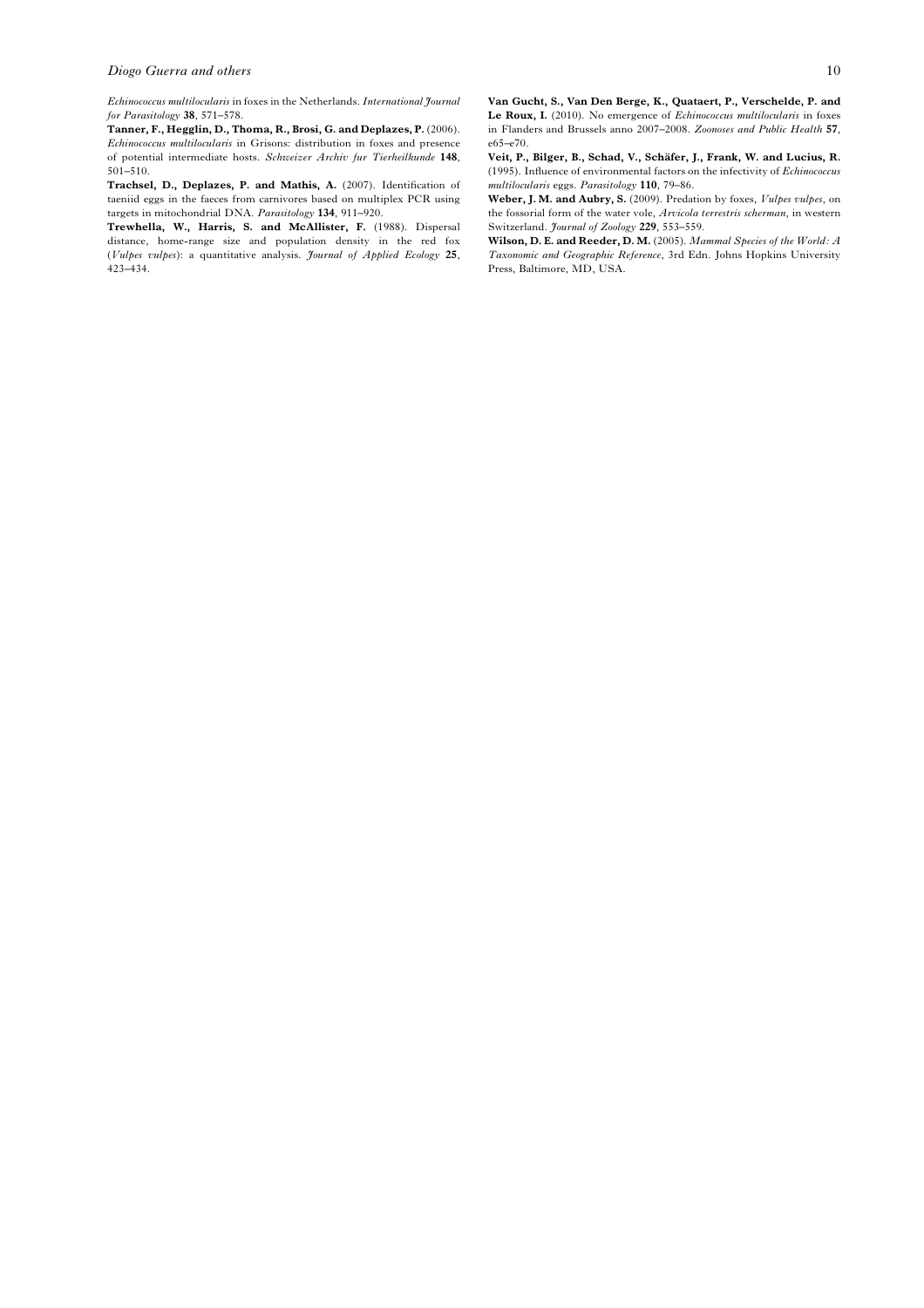*Echinococcus multilocularis* in foxes in the Netherlands. *International Journal for Parasitology* **38**, 571–578.

**Tanner, F., Hegglin, D., Thoma, R., Brosi, G. and Deplazes, P.** (2006). *Echinococcus multilocularis* in Grisons: distribution in foxes and presence of potential intermediate hosts. *Schweizer Archiv fur Tierheilkunde* **148**, 501–510.

**Trachsel, D., Deplazes, P. and Mathis, A.** (2007). Identification of taeniid eggs in the faeces from carnivores based on multiplex PCR using targets in mitochondrial DNA. *Parasitology* **134**, 911–920.

**Trewhella, W., Harris, S. and McAllister, F.** (1988). Dispersal distance, home-range size and population density in the red fox (*Vulpes vulpes*): a quantitative analysis. *Journal of Applied Ecology* **25**, 423–434.

**Van Gucht, S., Van Den Berge, K., Quataert, P., Verschelde, P. and Le Roux, I.** (2010). No emergence of *Echinococcus multilocularis* in foxes in Flanders and Brussels anno 2007–2008. *Zoonoses and Public Health* **57**, e65–e70.

**Veit, P., Bilger, B., Schad, V., Schäfer, J., Frank, W. and Lucius, R.** (1995). Influence of environmental factors on the infectivity of *Echinococcus multilocularis* eggs. *Parasitology* **110**, 79–86.

**Weber, J. M. and Aubry, S.** (2009). Predation by foxes, *Vulpes vulpes*, on the fossorial form of the water vole, *Arvicola terrestris scherman*, in western Switzerland. *Journal of Zoology* **229**, 553–559.

**Wilson, D. E. and Reeder, D. M.** (2005). *Mammal Species of the World: A Taxonomic and Geographic Reference*, 3rd Edn. Johns Hopkins University Press, Baltimore, MD, USA.